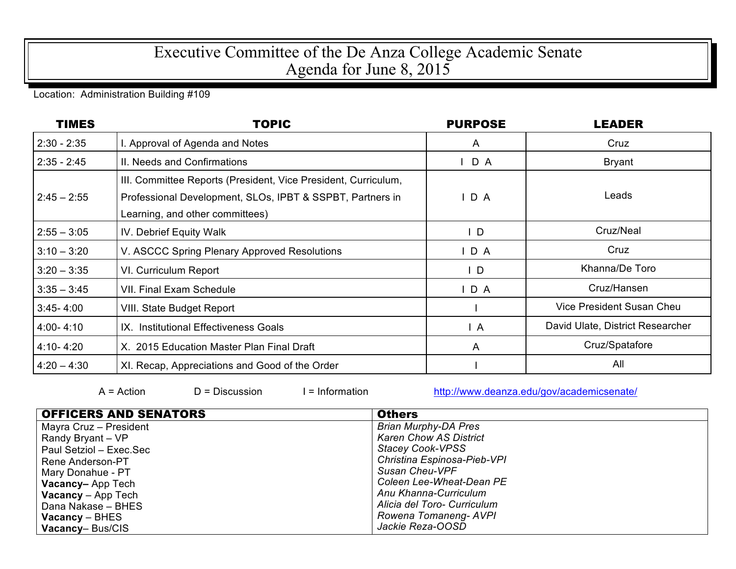# Executive Committee of the De Anza College Academic Senate
# Agenda for June 8, 2015

Location: Administration Building #109

| TIMES | TOPIC | PURPOSE | LEADER |
|---|---|---|---|
| 2:30 - 2:35 | I. Approval of Agenda and Notes | A | Cruz |
| 2:35 - 2:45 | II. Needs and Confirmations | I D A | Bryant |
| 2:45 – 2:55 | III. Committee Reports (President, Vice President, Curriculum, Professional Development, SLOs, IPBT & SSPBT, Partners in Learning, and other committees) | I D A | Leads |
| 2:55 – 3:05 | IV. Debrief Equity Walk | I D | Cruz/Neal |
| 3:10 – 3:20 | V. ASCCC Spring Plenary Approved Resolutions | I D A | Cruz |
| 3:20 – 3:35 | VI. Curriculum Report | I D | Khanna/De Toro |
| 3:35 – 3:45 | VII. Final Exam Schedule | I D A | Cruz/Hansen |
| 3:45- 4:00 | VIII. State Budget Report | I | Vice President Susan Cheu |
| 4:00- 4:10 | IX. Institutional Effectiveness Goals | I A | David Ulate, District Researcher |
| 4:10- 4:20 | X. 2015 Education Master Plan Final Draft | A | Cruz/Spatafore |
| 4:20 – 4:30 | XI. Recap, Appreciations and Good of the Order | I | All |

A = Action D = Discussion I = Information http://www.deanza.edu/gov/academicsenate/

| OFFICERS AND SENATORS | Others |
|---|---|
| Mayra Cruz – President | *Brian Murphy-DA Pres* |
| Randy Bryant – VP | *Karen Chow AS District* |
| Paul Setziol – Exec.Sec | *Stacey Cook-VPSS* |
| Rene Anderson-PT | *Christina Espinosa-Pieb-VPI* |
| Mary Donahue - PT | *Susan Cheu-VPF* |
| **Vacancy**– App Tech | *Coleen Lee-Wheat-Dean PE* |
| **Vacancy** – App Tech | *Anu Khanna-Curriculum* |
| Dana Nakase – BHES | *Alicia del Toro- Curriculum* |
| **Vacancy** – BHES | *Rowena Tomaneng- AVPI* |
| **Vacancy**– Bus/CIS | *Jackie Reza-OOSD* |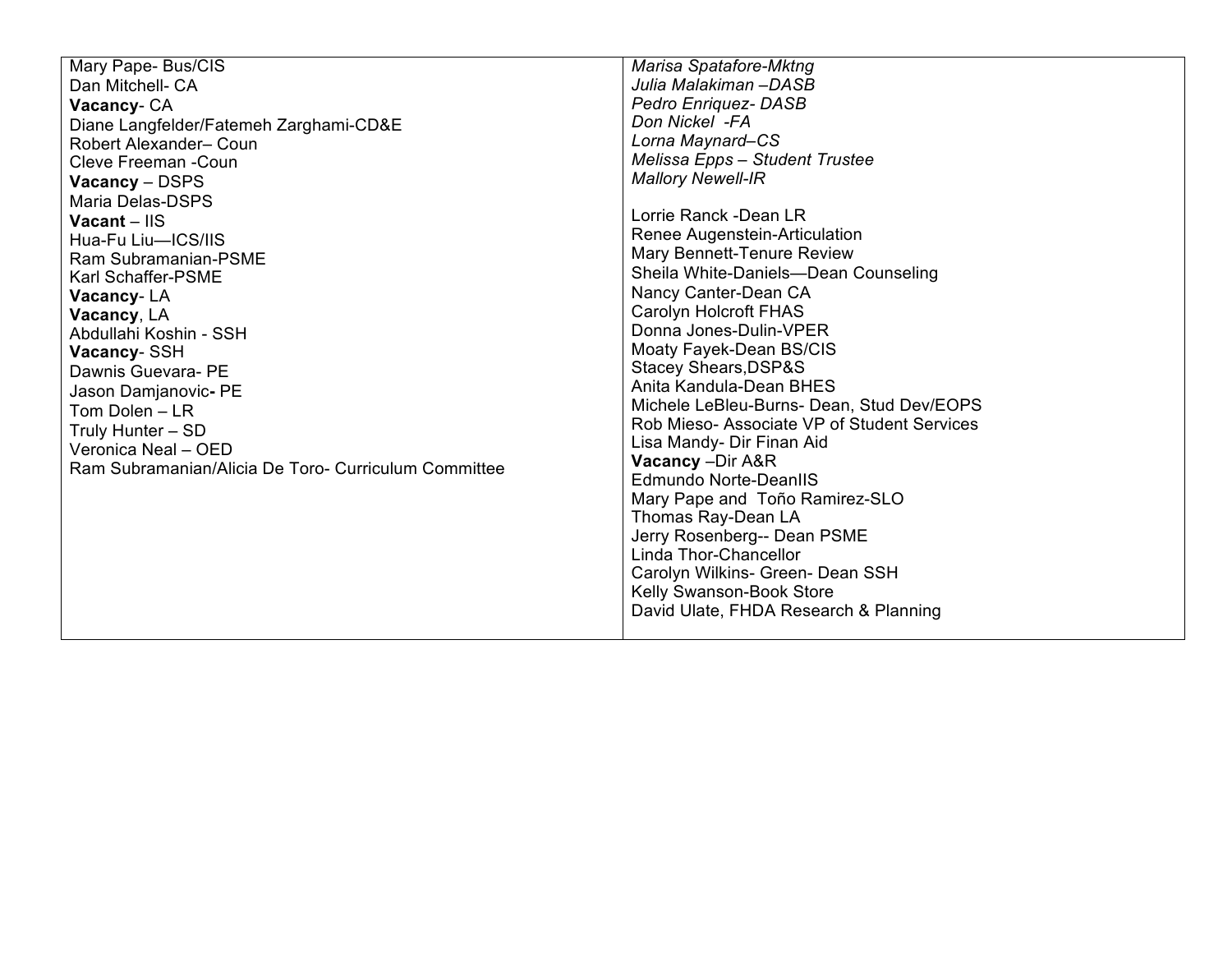| | |
|---|---|
| Mary Pape- Bus/CIS<br>Dan Mitchell- CA<br>**Vacancy**- CA<br>Diane Langfelder/Fatemeh Zarghami-CD&E<br>Robert Alexander– Coun<br>Cleve Freeman -Coun<br>**Vacancy** – DSPS<br>Maria Delas-DSPS<br>**Vacant** – IIS<br>Hua-Fu Liu—ICS/IIS<br>Ram Subramanian-PSME<br>Karl Schaffer-PSME<br>**Vacancy**- LA<br>**Vacancy**, LA<br>Abdullahi Koshin - SSH<br>**Vacancy**- SSH<br>Dawnis Guevara- PE<br>Jason Damjanovic**-** PE<br>Tom Dolen – LR<br>Truly Hunter – SD<br>Veronica Neal – OED<br>Ram Subramanian/Alicia De Toro- Curriculum Committee | *Marisa Spatafore-Mktng*<br>*Julia Malakiman –DASB*<br>*Pedro Enriquez- DASB*<br>*Don Nickel -FA*<br>*Lorna Maynard–CS*<br>*Melissa Epps – Student Trustee*<br>*Mallory Newell-IR*<br><br>Lorrie Ranck -Dean LR<br>Renee Augenstein-Articulation<br>Mary Bennett-Tenure Review<br>Sheila White-Daniels—Dean Counseling<br>Nancy Canter-Dean CA<br>Carolyn Holcroft FHAS<br>Donna Jones-Dulin-VPER<br>Moaty Fayek-Dean BS/CIS<br>Stacey Shears,DSP&S<br>Anita Kandula-Dean BHES<br>Michele LeBleu-Burns- Dean, Stud Dev/EOPS<br>Rob Mieso- Associate VP of Student Services<br>Lisa Mandy- Dir Finan Aid<br>**Vacancy** –Dir A&R<br>Edmundo Norte-DeanIIS<br>Mary Pape and Toño Ramirez-SLO<br>Thomas Ray-Dean LA<br>Jerry Rosenberg-- Dean PSME<br>Linda Thor-Chancellor<br>Carolyn Wilkins- Green- Dean SSH<br>Kelly Swanson-Book Store<br>David Ulate, FHDA Research & Planning |